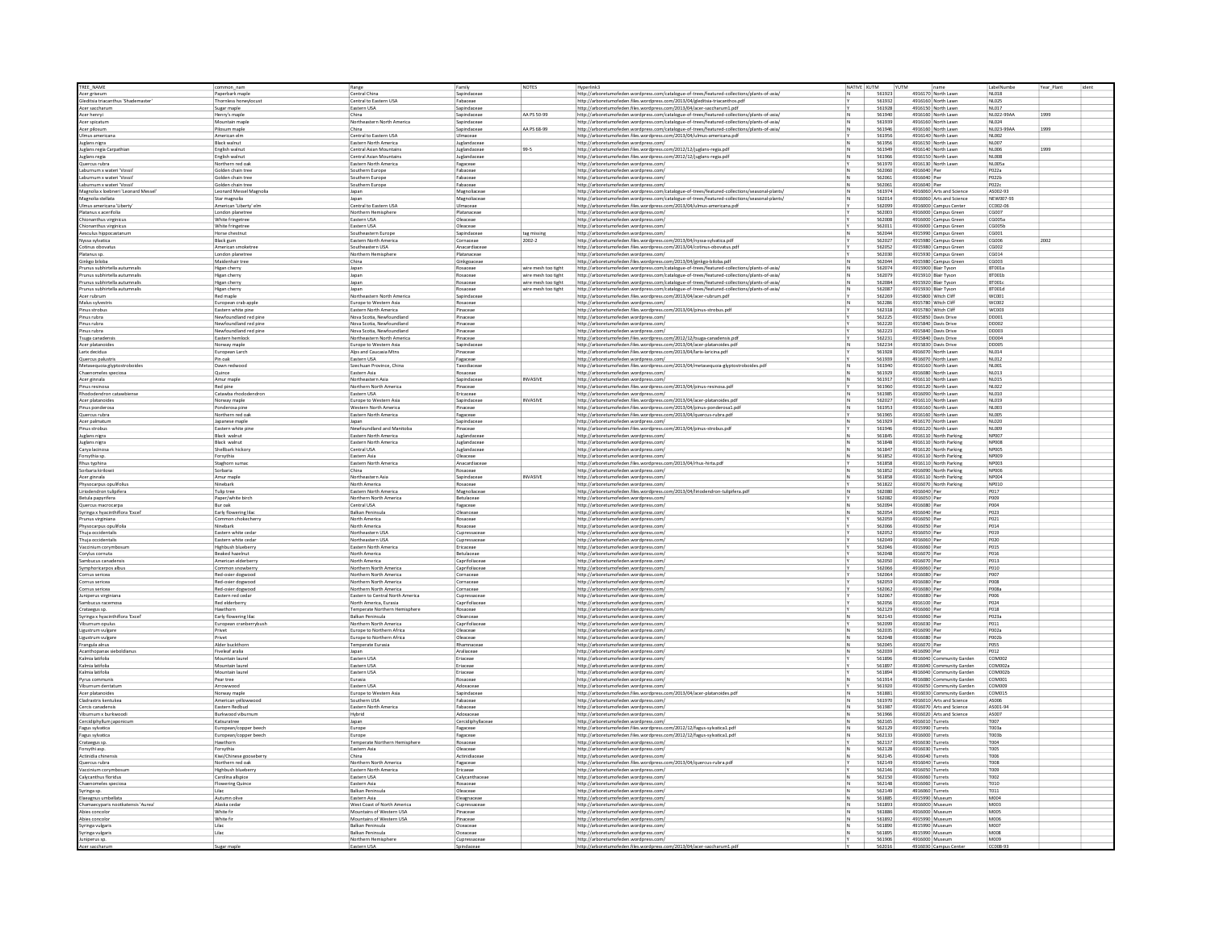| TREE_NAME | common_nam | Range | Family | NOTES | Hyperlink3 | NATIVE | XUTM | YUTM | name | LabelNumbe | Year_Plant | ident |
|---|---|---|---|---|---|---|---|---|---|---|---|---|
| Acer griseum | Paperbark maple | Central China | Sapindaceae | | http://arboretumofeden.wordpress.com/catalogue-of-trees/featured-collections/plants-of-asia/ | N | 561923 | 4916170 | North Lawn | NL018 | | |
| Gleditsia triacanthos 'Shademaster' | Thornless honeylocust | Central to Eastern USA | Fabaceae | | http://arboretumofeden.files.wordpress.com/2013/04/gleditsia-triacanthos.pdf | Y | 561932 | 4916160 | North Lawn | NL025 | | |
| Acer saccharum | Sugar maple | Eastern USA | Sapindaceae | | http://arboretumofeden.files.wordpress.com/2013/04/acer-saccharum1.pdf | Y | 561928 | 4916150 | North Lawn | NL017 | | |
| Acer henryi | Henry's maple | China | Sapindaceae | AA PS 50-99 | http://arboretumofeden.wordpress.com/catalogue-of-trees/featured-collections/plants-of-asia/ | N | 561940 | 4916160 | North Lawn | NL022-99AA | 1999 | |
| Acer spicatum | Mountain maple | Northeastern North America | Sapindaceae | | http://arboretumofeden.wordpress.com/catalogue-of-trees/featured-collections/plants-of-asia/ | N | 561939 | 4916160 | North Lawn | NL024 | | |
| Acer pilosum | Pilosum maple | China | Sapindaceae | AA PS 68-99 | http://arboretumofeden.wordpress.com/catalogue-of-trees/featured-collections/plants-of-asia/ | N | 561946 | 4916160 | North Lawn | NL023-99AA | 1999 | |
| Ulmus americana | American elm | Central to Eastern USA | Ulmaceae | | http://arboretumofeden.files.wordpress.com/2013/04/ulmus-americana.pdf | Y | 561956 | 4916140 | North Lawn | NL002 | | |
| Juglans nigra | Black walnut | Eastern North America | Juglandaceae | | http://arboretumofeden.wordpress.com/ | N | 561956 | 4916150 | North Lawn | NL007 | | |
| Juglans regia Carpathian | English walnut | Central Asian Mountains | Juglandaceae | 99-5 | http://arboretumofeden.files.wordpress.com/2012/12/juglans-regia.pdf | N | 561949 | 4916140 | North Lawn | NL006 | 1999 | |
| Juglans regia | English walnut | Central Asian Mountains | Juglandaceae | | http://arboretumofeden.files.wordpress.com/2012/12/juglans-regia.pdf | N | 561966 | 4916150 | North Lawn | NL008 | | |
| Quercus rubra | Northern red oak | Eastern North America | Fagaceae | | http://arboretumofeden.wordpress.com/ | Y | 561970 | 4916130 | North Lawn | NL005a | | |
| Laburnum x wateri 'Vossii' | Golden chain tree | Southern Europe | Fabaceae | | http://arboretumofeden.wordpress.com/ | N | 562060 | 4916040 | Pier | P022a | | |
| Laburnum x wateri 'Vossii' | Golden chain tree | Southern Europe | Fabaceae | | http://arboretumofeden.wordpress.com/ | N | 562061 | 4916040 | Pier | P022b | | |
| Laburnum x wateri 'Vossii' | Golden chain tree | Southern Europe | Fabaceae | | http://arboretumofeden.wordpress.com/ | N | 562061 | 4916040 | Pier | P022c | | |
| Magnolia x loebneri 'Leonard Messel' | Leonard Messel Magnolia | Japan | Magnoliaceae | | http://arboretumofeden.wordpress.com/catalogue-of-trees/featured-collections/seasonal-plants/ | N | 561974 | 4916060 | Arts and Science | AS002-93 | | |
| Magnolia stellata | Star magnolia | Japan | Magnoliaceae | | http://arboretumofeden.wordpress.com/catalogue-of-trees/featured-collections/seasonal-plants/ | N | 562014 | 4916060 | Arts and Science | NEW007-93 | | |
| Ulmus americana 'Liberty' | American 'Liberty' elm | Central to Eastern USA | Ulmaceae | | http://arboretumofeden.files.wordpress.com/2013/04/ulmus-americana.pdf | Y | 562099 | 4916000 | Campus Center | CC002-06 | | |
| Platanus x acerifolia | London planetree | Northern Hemisphere | Platanaceae | | http://arboretumofeden.wordpress.com/ | N | 562003 | 4916000 | Campus Green | CG007 | | |
| Chionanthus virginicus | White fringetree | Eastern USA | Oleaceae | | http://arboretumofeden.wordpress.com/ | Y | 562008 | 4916000 | Campus Green | CG005a | | |
| Chionanthus virginicus | White fringetree | Eastern USA | Oleaceae | | http://arboretumofeden.wordpress.com/ | Y | 562011 | 4916000 | Campus Green | CG005b | | |
| Aesculus hippocastanum | Horse chestnut | Southeastern Europe | Sapindaceae | tag missing | http://arboretumofeden.wordpress.com/ | N | 562044 | 4915990 | Campus Green | CG001 | | |
| Nyssa sylvatica | Black gum | Eastern North America | Cornaceae | 2002-2 | http://arboretumofeden.files.wordpress.com/2013/04/nyssa-sylvatica.pdf | Y | 562027 | 4915980 | Campus Green | CG006 | 2002 | |
| Cotinus obovatus | American smoketree | Southeastern USA | Anacardiaceae | | http://arboretumofeden.files.wordpress.com/2013/04/cotinus-obovatus.pdf | Y | 562052 | 4915980 | Campus Green | CG002 | | |
| Platanus sp. | London planetree | Northern Hemisphere | Platanaceae | | http://arboretumofeden.wordpress.com/ | N | 562030 | 4915930 | Campus Green | CG014 | | |
| Ginkgo biloba | Maidenhair tree | China | Ginkgoaceae | | http://arboretumofeden.files.wordpress.com/2013/04/ginkgo-biloba.pdf | N | 562044 | 4915980 | Campus Green | CG003 | | |
| Prunus subhirtella autumnalis | Higan cherry | Japan | Rosaceae | wire mesh too tight | http://arboretumofeden.wordpress.com/catalogue-of-trees/featured-collections/plants-of-asia/ | N | 562074 | 4915900 | Blair Tyson | BT001a | | |
| Prunus subhirtella autumnalis | Higan cherry | Japan | Rosaceae | wire mesh too tight | http://arboretumofeden.wordpress.com/catalogue-of-trees/featured-collections/plants-of-asia/ | N | 562079 | 4915910 | Blair Tyson | BT001b | | |
| Prunus subhirtella autumnalis | Higan cherry | Japan | Rosaceae | wire mesh too tight | http://arboretumofeden.wordpress.com/catalogue-of-trees/featured-collections/plants-of-asia/ | N | 562084 | 4915920 | Blair Tyson | BT001c | | |
| Prunus subhirtella autumnalis | Higan cherry | Japan | Rosaceae | wire mesh too tight | http://arboretumofeden.wordpress.com/catalogue-of-trees/featured-collections/plants-of-asia/ | N | 562087 | 4915930 | Blair Tyson | BT001d | | |
| Acer rubrum | Red maple | Northeastern North America | Sapindaceae | | http://arboretumofeden.files.wordpress.com/2013/04/acer-rubrum.pdf | Y | 562269 | 4915800 | Witch Cliff | WC001 | | |
| Malus sylvestris | European crab apple | Europe to Western Asia | Rosaceae | | http://arboretumofeden.wordpress.com/ | N | 562286 | 4915780 | Witch Cliff | WC002 | | |
| Pinus strobus | Eastern white pine | Eastern North America | Pinaceae | | http://arboretumofeden.files.wordpress.com/2013/04/pinus-strobus.pdf | Y | 562318 | 4915780 | Witch Cliff | WC003 | | |
| Pinus rubra | Newfoundland red pine | Nova Scotia, Newfoundland | Pinaceae | | http://arboretumofeden.wordpress.com/ | Y | 562225 | 4915850 | Davis Drive | DD001 | | |
| Pinus rubra | Newfoundland red pine | Nova Scotia, Newfoundland | Pinaceae | | http://arboretumofeden.wordpress.com/ | Y | 562220 | 4915840 | Davis Drive | DD002 | | |
| Pinus rubra | Newfoundland red pine | Nova Scotia, Newfoundland | Pinaceae | | http://arboretumofeden.wordpress.com/ | Y | 562223 | 4915840 | Davis Drive | DD003 | | |
| Tsuga canadensis | Eastern hemlock | Northeastern North America | Pinaceae | | http://arboretumofeden.files.wordpress.com/2012/12/tsuga-canadensis.pdf | Y | 562231 | 4915840 | Davis Drive | DD004 | | |
| Acer platanoides | Norway maple | Europe to Western Asia | Sapindaceae | | http://arboretumofeden.files.wordpress.com/2013/04/acer-platanoides.pdf | N | 562234 | 4915830 | Davis Drive | DD005 | | |
| Larix decidua | European Larch | Alps and Caucasia Mtns | Pinaceae | | http://arboretumofeden.files.wordpress.com/2013/04/larix-laricina.pdf | N | 561928 | 4916070 | North Lawn | NL014 | | |
| Quercus palustris | Pin oak | Eastern USA | Fagaceae | | http://arboretumofeden.wordpress.com/ | Y | 561939 | 4916070 | North Lawn | NL012 | | |
| Metasequoia glyptostroboides | Dawn redwood | Szechuan Province, China | Taxodiaceae | | http://arboretumofeden.files.wordpress.com/2013/04/metasequoia-glyptostroboides.pdf | N | 561940 | 4916160 | North Lawn | NL001 | | |
| Chaenomeles speciosa | Quince | Eastern Asia | Rosaceae | | http://arboretumofeden.wordpress.com/ | N | 561929 | 4916080 | North Lawn | NL013 | | |
| Acer ginnala | Amur maple | Northeastern Asia | Sapindaceae | INVASIVE | http://arboretumofeden.wordpress.com/ | N | 561917 | 4916110 | North Lawn | NL015 | | |
| Pinus resinosa | Red pine | Northern North America | Pinaceae | | http://arboretumofeden.files.wordpress.com/2013/04/pinus-resinosa.pdf | Y | 561960 | 4916120 | North Lawn | NL022 | | |
| Rhododendron catawbiense | Catawba rhododendron | Eastern USA | Ericaceae | | http://arboretumofeden.wordpress.com/ | N | 561985 | 4916090 | North Lawn | NL010 | | |
| Acer platanoides | Norway maple | Europe to Western Asia | Sapindaceae | INVASIVE | http://arboretumofeden.files.wordpress.com/2013/04/acer-platanoides.pdf | N | 562027 | 4916110 | North Lawn | NL019 | | |
| Pinus ponderosa | Ponderosa pine | Western North America | Pinaceae | | http://arboretumofeden.files.wordpress.com/2013/04/pinus-ponderosa1.pdf | N | 561953 | 4916160 | North Lawn | NL003 | | |
| Quercus rubra | Northern red oak | Eastern North America | Fagaceae | | http://arboretumofeden.files.wordpress.com/2013/04/quercus-rubra.pdf | Y | 561965 | 4916160 | North Lawn | NL005 | | |
| Acer palmatum | Japanese maple | Japan | Sapindaceae | | http://arboretumofeden.wordpress.com/ | N | 561929 | 4916170 | North Lawn | NL020 | | |
| Pinus strobus | Eastern white pine | Newfoundland and Manitoba | Pinaceae | | http://arboretumofeden.files.wordpress.com/2013/04/pinus-strobus.pdf | Y | 561946 | 4916120 | North Lawn | NL009 | | |
| Juglans nigra | Black walnut | Eastern North America | Juglandaceae | | http://arboretumofeden.wordpress.com/ | N | 561845 | 4916110 | North Parking | NP007 | | |
| Juglans nigra | Black walnut | Eastern North America | Juglandaceae | | http://arboretumofeden.wordpress.com/ | N | 561848 | 4916110 | North Parking | NP008 | | |
| Carya laciniosa | Shellbark hickory | Central USA | Juglandaceae | | http://arboretumofeden.wordpress.com/ | N | 561847 | 4916120 | North Parking | NP005 | | |
| Forsythia sp. | Forsythia | Eastern Asia | Oleaceae | | http://arboretumofeden.wordpress.com/ | N | 561852 | 4916110 | North Parking | NP009 | | |
| Rhus typhina | Staghorn sumac | Eastern North America | Anacardiaceae | | http://arboretumofeden.files.wordpress.com/2013/04/rhus-hirta.pdf | Y | 561858 | 4916110 | North Parking | NP002 | | |
| Sorbaria kirilowii | Sorbaria | China | Rosaceae | | http://arboretumofeden.wordpress.com/ | N | 561852 | 4916090 | North Parking | NP006 | | |
| Acer ginnala | Amur maple | Northeastern Asia | Sapindaceae | INVASIVE | http://arboretumofeden.wordpress.com/ | N | 561858 | 4916110 | North Parking | NP004 | | |
| Physocarpus opulifolius | Ninebark | North America | Rosaceae | | http://arboretumofeden.wordpress.com/ | Y | 561822 | 4916070 | North Parking | NP010 | | |
| Liriodendron tulipifera | Tulip tree | Eastern North America | Magnoliaceae | | http://arboretumofeden.files.wordpress.com/2013/04/liriodendron-tulipifera.pdf | N | 562080 | 4916040 | Pier | P017 | | |
| Betula papyrifera | Paper/white birch | Northern North America | Betulaceae | | http://arboretumofeden.wordpress.com/ | Y | 562082 | 4916050 | Pier | P009 | | |
| Quercus macrocarpa | Bur oak | Central USA | Fagaceae | | http://arboretumofeden.wordpress.com/ | N | 562094 | 4916080 | Pier | P004 | | |
| Syringa x hyacinthiflora 'Excel' | Early flowering lilac | Balkan Peninsula | Oleaceae | | http://arboretumofeden.wordpress.com/ | N | 562054 | 4916040 | Pier | P023 | | |
| Prunus virginiana | Common chokecherry | North America | Rosaceae | | http://arboretumofeden.wordpress.com/ | Y | 562059 | 4916050 | Pier | P021 | | |
| Physocarpus opulifolia | Ninebark | North America | Rosaceae | | http://arboretumofeden.wordpress.com/ | Y | 562066 | 4916050 | Pier | P014 | | |
| Thuja occidentalis | Eastern white cedar | Northeastern USA | Cupressaceae | | http://arboretumofeden.wordpress.com/ | Y | 562052 | 4916050 | Pier | P019 | | |
| Thuja occidentalis | Eastern white cedar | Northeastern USA | Cupressaceae | | http://arboretumofeden.wordpress.com/ | Y | 562049 | 4916060 | Pier | P020 | | |
| Vaccinium corymbosum | Highbush blueberry | Eastern North America | Ericaceae | | http://arboretumofeden.wordpress.com/ | Y | 562046 | 4916060 | Pier | P015 | | |
| Corylus cornuta | Beaked hazelnut | North America | Betulaceae | | http://arboretumofeden.wordpress.com/ | Y | 562048 | 4916070 | Pier | P016 | | |
| Sambucus canadensis | American elderberry | North America | Caprifoliaceae | | http://arboretumofeden.wordpress.com/ | Y | 562050 | 4916070 | Pier | P013 | | |
| Symphoricarpos albus | Common snowberry | Northern North America | Caprifoliaceae | | http://arboretumofeden.wordpress.com/ | Y | 562066 | 4916060 | Pier | P010 | | |
| Cornus sericea | Red-osier dogwood | Northern North America | Cornaceae | | http://arboretumofeden.wordpress.com/ | Y | 562064 | 4916080 | Pier | P007 | | |
| Cornus sericea | Red-osier dogwood | Northern North America | Cornaceae | | http://arboretumofeden.wordpress.com/ | Y | 562059 | 4916080 | Pier | P008 | | |
| Cornus sericea | Red-osier dogwood | Northern North America | Cornaceae | | http://arboretumofeden.wordpress.com/ | Y | 562062 | 4916080 | Pier | P008a | | |
| Juniperus virginiana | Eastern red cedar | Eastern to Central North America | Cupressaceae | | http://arboretumofeden.wordpress.com/ | Y | 562067 | 4916080 | Pier | P006 | | |
| Sambucus racemosa | Red elderberry | North America, Eurasia | Caprifoliaceae | | http://arboretumofeden.wordpress.com/ | Y | 562056 | 4916100 | Pier | P024 | | |
| Crataegus sp. | Hawthorn | Temperate Northern Hemisphere | Rosaceae | | http://arboretumofeden.wordpress.com/ | Y | 562129 | 4916060 | Pier | P018 | | |
| Syringa x hyacinthiflora 'Excel' | Early flowering lilac | Balkan Peninsula | Oleaceae | | http://arboretumofeden.wordpress.com/ | N | 562143 | 4916060 | Pier | P023a | | |
| Viburnum opulus | European cranberrybush | Northern North America | Caprifoliaceae | | http://arboretumofeden.wordpress.com/ | Y | 562099 | 4916030 | Pier | P011 | | |
| Ligustrum vulgare | Privet | Europe to Northern Africa | Oleaceae | | http://arboretumofeden.wordpress.com/ | N | 562035 | 4916090 | Pier | P002a | | |
| Ligustrum vulgare | Privet | Europe to Northern Africa | Oleaceae | | http://arboretumofeden.wordpress.com/ | N | 562048 | 4916080 | Pier | P002b | | |
| Frangula alnus | Alder buckthorn | Temperate Eurasia | Rhamnaceae | | http://arboretumofeden.wordpress.com/ | N | 562045 | 4916070 | Pier | P055 | | |
| Acanthopanax sieboldianus | Fiveleaf aralia | Japan | Araliaceae | | http://arboretumofeden.wordpress.com/ | N | 562039 | 4916090 | Pier | P012 | | |
| Kalmia latifolia | Mountain laurel | Eastern USA | Ericaceae | | http://arboretumofeden.wordpress.com/ | Y | 561896 | 4916040 | Community Garden | COM002 | | |
| Kalmia latifolia | Mountain laurel | Eastern USA | Ericaceae | | http://arboretumofeden.wordpress.com/ | Y | 561897 | 4916040 | Community Garden | COM002a | | |
| Kalmia latifolia | Mountain laurel | Eastern USA | Ericaceae | | http://arboretumofeden.wordpress.com/ | Y | 561894 | 4916040 | Community Garden | COM002b | | |
| Pyrus communis | Pear tree | Eurasia | Rosaceae | | http://arboretumofeden.wordpress.com/ | N | 561914 | 4916080 | Community Garden | COM001 | | |
| Viburnum dentatum | Arrowwood | Eastern USA | Adoxaceae | | http://arboretumofeden.wordpress.com/ | Y | 561920 | 4916050 | Community Garden | COM009 | | |
| Acer platanoides | Norway maple | Europe to Western Asia | Sapindaceae | | http://arboretumofeden.files.wordpress.com/2013/04/acer-platanoides.pdf | N | 561881 | 4916030 | Community Garden | COM015 | | |
| Cladrastis kentukea | American yellowwood | Southern USA | Fabaceae | | http://arboretumofeden.wordpress.com/ | N | 561970 | 4916010 | Arts and Science | AS006 | | |
| Cercis canadensis | Eastern Redbud | Eastern North America | Fabaceae | | http://arboretumofeden.wordpress.com/ | N | 561987 | 4916070 | Arts and Science | AS001-94 | | |
| Viburnum x burkwoodii | Burkwood viburnum | Hybrid | Adoxaceae | | http://arboretumofeden.wordpress.com/ | N | 561966 | 4916020 | Arts and Science | AS007 | | |
| Cercidiphyllum japonicum | Katsuratree | Japan | Cercidiphyllaceae | | http://arboretumofeden.wordpress.com/ | N | 562165 | 4916010 | Turrets | T007 | | |
| Fagus sylvatica | European/copper beech | Europe | Fagaceae | | http://arboretumofeden.files.wordpress.com/2012/12/fagus-sylvatica1.pdf | N | 562129 | 4915990 | Turrets | T003a | | |
| Fagus sylvatica | European/copper beech | Europe | Fagaceae | | http://arboretumofeden.files.wordpress.com/2012/12/fagus-sylvatica1.pdf | N | 562133 | 4916000 | Turrets | T003b | | |
| Crataegus sp. | Hawthorn | Temperate Northern Hemisphere | Rosaceae | | http://arboretumofeden.wordpress.com/ | Y | 562137 | 4916030 | Turrets | T004 | | |
| Forsythia asp. | Forsythia | Eastern Asia | Oleaceae | | http://arboretumofeden.wordpress.com/ | N | 562128 | 4916030 | Turrets | T005 | | |
| Actinidia chinensis | Kiwi/Chinese gooseberry | China | Actinidiaceae | | http://arboretumofeden.wordpress.com/ | N | 562145 | 4916040 | Turrets | T006 | | |
| Quercus rubra | Northern red oak | Northern North America | Fagaceae | | http://arboretumofeden.files.wordpress.com/2013/04/quercus-rubra.pdf | Y | 562149 | 4916040 | Turrets | T008 | | |
| Vaccinium corymbosum | Highbush blueberry | Eastern North America | Ericaceae | | http://arboretumofeden.wordpress.com/ | Y | 562146 | 4916050 | Turrets | T009 | | |
| Calycanthus floridus | Carolina allspice | Eastern USA | Calycanthaceae | | http://arboretumofeden.wordpress.com/ | N | 562150 | 4916060 | Turrets | T002 | | |
| Chaenomeles speciosa | Flowering Quince | Eastern Asia | Rosaceae | | http://arboretumofeden.wordpress.com/ | N | 562148 | 4916060 | Turrets | T010 | | |
| Syringa sp. | Lilac | Balkan Peninsula | Oleaceae | | http://arboretumofeden.wordpress.com/ | N | 562149 | 4916060 | Turrets | T011 | | |
| Elaeagnus umbellata | Autumn olive | Eastern Asia | Eleagnaceae | | http://arboretumofeden.wordpress.com/ | N | 561885 | 4915990 | Museum | M004 | | |
| Chamaecyparis nootkatensis 'Aurea' | Alaska cedar | West Coast of North America | Cupressaceae | | http://arboretumofeden.wordpress.com/ | N | 561893 | 4916000 | Museum | M003 | | |
| Abies concolor | White Fir | Mountains of Western USA | Pinaceae | | http://arboretumofeden.wordpress.com/ | N | 561886 | 4916000 | Museum | M005 | | |
| Abies concolor | White Fir | Mountains of Western USA | Pinaceae | | http://arboretumofeden.wordpress.com/ | N | 561892 | 4915990 | Museum | M006 | | |
| Syringa vulgaris | Lilac | Balkan Peninsula | Oceaceae | | http://arboretumofeden.wordpress.com/ | N | 561890 | 4915990 | Museum | M007 | | |
| Syringa vulgaris | Lilac | Balkan Peninsula | Oceaceae | | http://arboretumofeden.wordpress.com/ | N | 561895 | 4915990 | Museum | M008 | | |
| Juniperus sp. | | Northern Hemisphere | Cupressaceae | | http://arboretumofeden.wordpress.com/ | N | 561906 | 4916000 | Museum | M009 | | |
| Acer saccharum | Sugar maple | Eastern USA | Spindaceae | | http://arboretumofeden.files.wordpress.com/2013/04/acer-saccharum1.pdf | Y | 562016 | 4916030 | Campus Center | CC008-93 | | |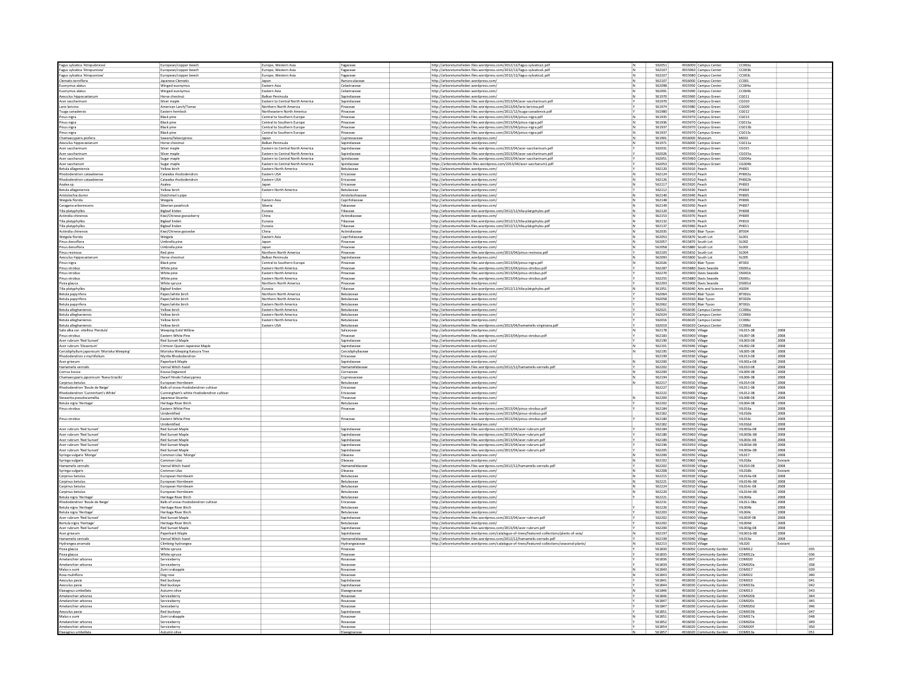| | | | | | | | | | | | | |
|---|---|---|---|---|---|---|---|---|---|---|---|---|
| Fagus sylvatica 'Atropubnicea' | European/copper beech | Europe, Western Asia | Fagaceae | | http://arboretumofeden.files.wordpress.com/2012/12/fagus-sylvatica1.pdf | N | 562051 | 4916000 | Campus Center | CC003a | | |
| Fagus sylvatica 'Atropunicea' | European/copper beech | Europe, Western Asia | Fagaceae | | http://arboretumofeden.files.wordpress.com/2012/12/fagus-sylvatica1.pdf | N | 562107 | 4915960 | Campus Center | CC003b | | |
| Fagus sylvatica 'Atropunicea' | European/copper beech | Europe, Western Asia | Fagaceae | | http://arboretumofeden.files.wordpress.com/2012/12/fagus-sylvatica1.pdf | N | 562107 | 4915980 | Campus Center | CC003c | | |
| Clematis terniflora | Japanese Clematis | Japan | Ranunculaceae | | http://arboretumofeden.wordpress.com/ | N | 562107 | 4916000 | Campus Center | CC001 | | |
| Euonymus alatus | Winged euonymus | Eastern Asia | Celastraceae | | http://arboretumofeden.wordpress.com/ | N | 562098 | 4915950 | Campus Center | CC004a | | |
| Euonymus alatus | Winged euonymus | Eastern Asia | Celastraceae | | http://arboretumofeden.wordpress.com/ | N | 562091 | 4915990 | Campus Center | CC004b | | |
| Aesculus hippocastanum | Horse chestnut | Balkan Peninsula | Sapindaceae | | http://arboretumofeden.wordpress.com/ | N | 561970 | 4915960 | Campus Green | CG011 | | |
| Acer saccharinum | Silver maple | Eastern to Central North America | Sapindaceae | | http://arboretumofeden.files.wordpress.com/2013/04/acer-saccharinum.pdf | Y | 561970 | 4915960 | Campus Green | CG010 | | |
| Larix laricina | American Larch/Tamar | Northern North America | Pinaceae | | http://arboretumofeden.files.wordpress.com/2013/04/larix-laricina.pdf | Y | 561974 | 4915980 | Campus Green | CG009 | | |
| Tsuga canadensis | Eastern hemlock | Northeastern North America | Pinaceae | | http://arboretumofeden.files.wordpress.com/2012/12/tsuga-canadensis.pdf | Y | 561980 | 4915940 | Campus Green | CG012 | | |
| Pinus nigra | Black pine | Central to Southern Europe | Pinaceae | | http://arboretumofeden.files.wordpress.com/2013/04/pinus-nigra.pdf | N | 561935 | 4915970 | Campus Green | CG013 | | |
| Pinus nigra | Black pine | Central to Southern Europe | Pinaceae | | http://arboretumofeden.files.wordpress.com/2013/04/pinus-nigra.pdf | N | 561936 | 4915970 | Campus Green | CG013a | | |
| Pinus nigra | Black pine | Central to Southern Europe | Pinaceae | | http://arboretumofeden.files.wordpress.com/2013/04/pinus-nigra.pdf | N | 561937 | 4915970 | Campus Green | CG013b | | |
| Pinus nigra | Black pine | Central to Southern Europe | Pinaceae | | http://arboretumofeden.files.wordpress.com/2013/04/pinus-nigra.pdf | N | 561937 | 4915970 | Campus Green | CG013c | | |
| Chamaecyparis pisifera | Sawara/falsecypress | Japan | Cupressaceae | | http://arboretumofeden.wordpress.com/ | N | 561901 | 4916000 | Museum | M002 | | |
| Aesculus hippocastanum | Horse chestnut | Balkan Peninsula | Sapindaceae | | http://arboretumofeden.wordpress.com/ | N | 561971 | 4916000 | Campus Green | CG011a | | |
| Acer saccharinum | Silver maple | Eastern to Central North America | Sapindaceae | | http://arboretumofeden.files.wordpress.com/2013/04/acer-saccharinum.pdf | Y | 562031 | 4915940 | Campus Green | CG015 | | |
| Acer saccharinum | Silver maple | Eastern to Central North America | Sapindaceae | | http://arboretumofeden.files.wordpress.com/2013/04/acer-saccharinum.pdf | Y | 562026 | 4915930 | Campus Green | CG015a | | |
| Acer saccharum | Sugar maple | Eastern to Central North America | Spindaceae | | http://arboretumofeden.files.wordpress.com/2013/04/acer-saccharinum.pdf | Y | 562051 | 4915960 | Campus Green | CG004a | | |
| Acer saccharum | Sugar maple | Eastern to Central North America | Spindaceae | | https://arboretumofeden.files.wordpress.com/2013/04/acer-saccharum1.pdf | Y | 562053 | 4915960 | Campus Green | CG004b | | |
| Betula allageniensis | Yellow birch | Eastern North America | Betulaceae | | http://arboretumofeden.wordpress.com/ | Y | 562120 | 4915910 | Peach | PH001 | | |
| Rhododendron catawbiense | Catawba rhododendron | Eastern USA | Ericaceae | | http://arboretumofeden.wordpress.com/ | N | 562124 | 4915910 | Peach | PH002a | | |
| Rhododendron catawbiense | Catawba rhododendron | Eastern USA | Ericaceae | | http://arboretumofeden.wordpress.com/ | N | 562126 | 4915910 | Peach | PH002b | | |
| Azalea sp. | Azalea | Japan | Ericaceae | | http://arboretumofeden.wordpress.com/ | N | 562117 | 4915920 | Peach | PH003 | | |
| Betula allageniensis | Yellow birch | Eastern North America | Betulaceae | | http://arboretumofeden.wordpress.com/ | Y | 562112 | 4915930 | Peach | PH004 | | |
| Aristolochia durior | Dutchman's pipe | | Aristolochiaceae | | http://arboretumofeden.wordpress.com/ | N | 562140 | 4915940 | Peach | PH005 | | |
| Weigela florida | Weigela | Eastern Asia | Caprifoliaceae | | http://arboretumofeden.wordpress.com/ | N | 562148 | 4915950 | Peach | PH006 | | |
| Caragana arborescens | Siberian peashrub | Siberia | Fabaceae | | http://arboretumofeden.wordpress.com/ | N | 562149 | 4915950 | Peach | PH007 | | |
| Tilia platyphyllos | Bigleaf linden | Eurasia | Tiliaceae | | http://arboretumofeden.files.wordpress.com/2012/12/tilia-platyphylos.pdf | N | 562120 | 4915960 | Peach | PH008 | | |
| Actinidia chinensis | Kiwi/Chinese gooseberry | China | Actinidiaceae | | http://arboretumofeden.wordpress.com/ | N | 562153 | 4915970 | Peach | PH009 | | |
| Tilia platyphyllos | Bigleaf linden | Eurasia | Tiliaceae | | http://arboretumofeden.files.wordpress.com/2012/12/tilia-platyphylos.pdf | N | 562132 | 4915970 | Peach | PH010 | | |
| Tilia platyphyllos | Bigleaf linden | Eurasia | Tiliaceae | | http://arboretumofeden.files.wordpress.com/2012/12/tilia-platyphylos.pdf | N | 562137 | 4915960 | Peach | PH011 | | |
| Actinidia chinensis | Kiwi/Chinese goosebe | China | Actinidiaceae | | http://arboretumofeden.wordpress.com/ | N | 562035 | 4915900 | Blair Tyson | BT004 | | |
| Weigela florida | Weigela | Eastern Asia | Caprifoliaceae | | http://arboretumofeden.wordpress.com/ | N | 562053 | 4915870 | South Lot | SL001 | | |
| Pinus densiflora | Umbrella pine | Japan | Pinaceae | | http://arboretumofeden.wordpress.com/ | N | 562057 | 4915870 | South Lot | SL002 | | |
| Pinus densiflora | Umbrella pine | Japan | Pinaceae | | http://arboretumofeden.wordpress.com/ | N | 562058 | 4915880 | South Lot | SL003 | | |
| Pinus resinosa | Red pine | Northern North America | Pinaceae | | http://arboretumofeden.files.wordpress.com/2013/04/pinus-resinosa.pdf | Y | 562105 | 4915810 | South Lot | SL004 | | |
| Aesculus hippocastanum | Horse chestnut | Balkan Peninsula | Sapindaceae | | http://arboretumofeden.wordpress.com/ | N | 562093 | 4915800 | South Lot | SL005 | | |
| Pinus nigra | Black pine | Central to Southern Europe | Pinaceae | | http://arboretumofeden.files.wordpress.com/2013/04/pinus-nigra.pdf | N | 562026 | 4915900 | Blair Tyson | BT003 | | |
| Pinus strobus | White pine | Eastern North America | Pinaceae | | http://arboretumofeden.files.wordpress.com/2013/04/pinus-strobus.pdf | Y | 562287 | 4915880 | Davis Seaside | DS001a | | |
| Pinus strobus | White pine | Eastern North America | Pinaceae | | http://arboretumofeden.files.wordpress.com/2013/04/pinus-strobus.pdf | Y | 562270 | 4915900 | Davis Seaside | DS001b | | |
| Pinus strobus | White pine | Eastern North America | Pinaceae | | http://arboretumofeden.files.wordpress.com/2013/04/pinus-strobus.pdf | Y | 562255 | 4915880 | Davis Seaside | DS001c | | |
| Picea glauca | White spruce | Northern North America | Pinaceae | | http://arboretumofeden.wordpress.com/ | Y | 562293 | 4915900 | Davis Seaside | DS001d | | |
| Tilia platyphyllos | Bigleaf linden | Eurasia | Tiliaceae | | http://arboretumofeden.files.wordpress.com/2012/12/tilia-platyphylos.pdf | N | 561951 | 4916040 | Arts and Science | AS004 | | |
| Betula papyrifera | Paper/white birch | Northern North America | Betulaceae | | http://arboretumofeden.wordpress.com/ | Y | 562064 | 4915940 | Blair Tyson | BT002a | | |
| Betula papyrifera | Paper/white birch | Northern North America | Betulaceae | | http://arboretumofeden.wordpress.com/ | Y | 562058 | 4915930 | Blair Tyson | BT002b | | |
| Betula papyrifera | Paper/white birch | Eastern North America | Betulaceae | | http://arboretumofeden.wordpress.com/ | Y | 562062 | 4915930 | Blair Tyson | BT002c | | |
| Betula alleghaniensis | Yellow birch | Eastern North America | Betulaceae | | http://arboretumofeden.wordpress.com/ | Y | 562021 | 4916030 | Campus Center | CC006a | | |
| Betula alleghaniensis | Yellow birch | Eastern North America | Betulaceae | | http://arboretumofeden.wordpress.com/ | Y | 562024 | 4916020 | Campus Center | CC006b | | |
| Betula alleghaniensis | Yellow birch | Eastern North America | Betulaceae | | http://arboretumofeden.wordpress.com/ | Y | 562016 | 4916020 | Campus Center | CC006c | | |
| Betula alleghaniensis | Yellow birch | Eastern USA | Betulaceae | | http://arboretumofeden.files.wordpress.com/2013/04/hamamelis-virginiana.pdf | Y | 562019 | 4916020 | Campus Center | CC006d | | |
| Salix alba var. vitellina 'Pendula' | Weeping Gold Willow | | Salicaceae | | http://arboretumofeden.wordpress.com/ | N | 562178 | 4915900 | Village | VIL015-08 | 2008 | |
| Pinus strobus | Eastern White Pine | | Pinaceae | | http://arboretumofeden.files.wordpress.com/2013/04/pinus-strobus.pdf | Y | 562183 | 4915900 | Village | VIL007-08 | 2008 | |
| Acer rubrum 'Red Sunset' | Red Sunset Maple | | Sapindaceae | | http://arboretumofeden.wordpress.com/ | Y | 562190 | 4915950 | Village | VIL003-08 | 2008 | |
| Acer rubrum 'Dissectum' | Crimson Queen Japanese Maple | | Sapindaceae | | http://arboretumofeden.wordpress.com/ | N | 562191 | 4915940 | Village | VIL002-08 | 2008 | |
| Cercidiphyllum japonicum 'Morioka Weeping' | Morioka Weeping Katsura Tree | | Cercidiphyllaceae | | http://arboretumofeden.wordpress.com/ | N | 562195 | 4915940 | Village | VIL005-08 | 2008 | |
| Rhododendron x myrtifolium | Myrtle Rhododendron | | Ericaceae | | http://arboretumofeden.wordpress.com/ | | 562199 | 4915930 | Village | VIL013-08 | 2008 | |
| Acer griseum | Paperbark Maple | | Sapindaceae | | http://arboretumofeden.wordpress.com/ | N | 562200 | 4915930 | Village | VIL001a-08 | 2008 | |
| Hamamelis vernalis | Vernal Witch-hazel | | Hamamelidaceae | | http://arboretumofeden.files.wordpress.com/2012/12/hamamelis-vernalis.pdf | Y | 562202 | 4915930 | Village | VIL010-08 | 2008 | |
| Cornus kousa | Kousa Dogwood | | Cornaceae | | http://arboretumofeden.wordpress.com/ | N | 562200 | 4915930 | Village | VIL009-08 | 2008 | |
| Chamaecyparis japonicum 'Nana Gracilis' | Dwarf Hinoki Falsecypress | | Cupressaceae | | http://arboretumofeden.wordpress.com/ | N | 562194 | 4915930 | Village | VIL006-08 | 2008 | |
| Carpinus betulus | European Hornbeam | | Betulaceae | | http://arboretumofeden.wordpress.com/ | N | 562217 | 4915910 | Village | VIL014-08 | 2008 | |
| Rhododendron 'Boule de Neige' | Balls of snow rhododendron cultivar | | Ericaceae | | http://arboretumofeden.wordpress.com/ | | 562227 | 4915900 | Village | VIL011-08 | 2008 | |
| Rhododendron 'Cunninham's White' | Cunningham's white rhododendron cultivar | | Ericaceae | | http://arboretumofeden.wordpress.com/ | | 562222 | 4915900 | Village | VIL012-08 | 2008 | |
| Stewartia pseudocamellia | Japanese Stuartia | | Theaceae | | http://arboretumofeden.wordpress.com/ | N | 562200 | 4915900 | Village | VIL008-08 | 2008 | |
| Betula nigra 'Heritage' | Heritage River Birch | | Betulaceae | | http://arboretumofeden.wordpress.com/ | | 562202 | 4915900 | Village | VIL004-08 | 2008 | |
| Pinus strobus | Eastern White Pine | | Pinaceae | | http://arboretumofeden.files.wordpress.com/2013/04/pinus-strobus.pdf | Y | 562184 | 4915920 | Village | VIL016a | 2008 | |
| | Unidentified | | | | http://arboretumofeden.files.wordpress.com/2013/04/pinus-strobus.pdf | | 562182 | 4915920 | Village | VIL016b | 2008 | |
| Pinus strobus | Eastern White Pine | | Pinaceae | | http://arboretumofeden.files.wordpress.com/2013/04/pinus-strobus.pdf | Y | 562180 | 4915920 | Village | VIL016c | 2008 | |
| | Unidentified | | | | http://arboretumofeden.wordpress.com/ | | 562182 | 4915930 | Village | VIL016d | 2008 | |
| Acer rubrum 'Red Sunset' | Red Sunset Maple | | Sapindaceae | | http://arboretumofeden.files.wordpress.com/2013/04/acer-rubrum.pdf | Y | 562184 | 4915950 | Village | VIL003a-08 | 2008 | |
| Acer rubrum 'Red Sunset' | Red Sunset Maple | | Sapindaceae | | http://arboretumofeden.files.wordpress.com/2013/04/acer-rubrum.pdf | Y | 562180 | 4915960 | Village | VIL003b-08 | 2008 | |
| Acer rubrum 'Red Sunset' | Red Sunset Maple | | Sapindaceae | | http://arboretumofeden.files.wordpress.com/2013/04/acer-rubrum.pdf | Y | 562189 | 4915960 | Village | VIL003c-08 | 2008 | |
| Acer rubrum 'Red Sunset' | Red Sunset Maple | | Sapindaceae | | http://arboretumofeden.files.wordpress.com/2013/04/acer-rubrum.pdf | Y | 562196 | 4915950 | Village | VIL003d-08 | 2008 | |
| Acer rubrum 'Red Sunset' | Red Sunset Maple | | Sapindaceae | | http://arboretumofeden.files.wordpress.com/2013/04/acer-rubrum.pdf | Y | 562205 | 4915940 | Village | VIL003e-08 | 2008 | |
| Syringa vulgaris 'Monge' | Common Lilac 'Monge' | | Oleacea | | http://arboretumofeden.wordpress.com/ | N | 562200 | 4915950 | Village | VIL017 | 2008 | |
| Syringa vulgaris | Common Lilac | | Oleacea | | http://arboretumofeden.wordpress.com/ | N | 562192 | 4915960 | Village | VIL018a | Existant | |
| Hamamelis vernalis | Vernal Witch-hazel | | Hamamelidaceae | | http://arboretumofeden.files.wordpress.com/2012/12/hamamelis-vernalis.pdf | Y | 562202 | 4915930 | Village | VIL010-08 | 2008 | |
| Syringa vulgaris | Common Lilac | | Oleacea | | http://arboretumofeden.wordpress.com/ | N | 562208 | 4915930 | Village | VIL018b | Existant | |
| Carpinus betulus | European Hornbeam | | Betulaceae | | http://arboretumofeden.wordpress.com/ | N | 562215 | 4915920 | Village | VIL014a-08 | 2008 | |
| Carpinus betulus | European Hornbeam | | Betulaceae | | http://arboretumofeden.wordpress.com/ | N | 562221 | 4915920 | Village | VIL014b-08 | 2008 | |
| Carpinus betulus | European Hornbeam | | Betulaceae | | http://arboretumofeden.wordpress.com/ | N | 562224 | 4915910 | Village | VIL014c-08 | 2008 | |
| Carpinus betulus | European Hornbeam | | Betulaceae | | http://arboretumofeden.wordpress.com/ | N | 562220 | 4915910 | Village | VIL014d-08 | 2008 | |
| Betula nigra 'Heritage' | Heritage River Birch | | Betulaceae | | http://arboretumofeden.wordpress.com/ | Y | 562221 | 4915900 | Village | VIL004a | 2008 | |
| Rhododendron 'Boule de Neige' | Balls of snow rhododendron cultivar | | Ericaceae | | http://arboretumofeden.wordpress.com/ | | 562231 | 4915910 | Village | VIL011-08a | 2008 | |
| Betula nigra 'Heritage' | Heritage River Birch | | Betulaceae | | http://arboretumofeden.wordpress.com/ | Y | 562226 | 4915910 | Village | VIL004b | 2008 | |
| Betula nigra 'Heritage' | Heritage River Birch | | Betulaceae | | http://arboretumofeden.wordpress.com/ | Y | 562203 | 4915900 | Village | VIL004c | 2008 | |
| Acer rubrum 'Red Sunset' | Red Sunset Maple | | Sapindaceae | | http://arboretumofeden.files.wordpress.com/2013/04/acer-rubrum.pdf | Y | 562202 | 4915900 | Village | VIL003f-08 | 2008 | |
| Bertula nigra 'Heritage' | Heritage River Birch | | Betulaceae | | http://arboretumofeden.wordpress.com/ | Y | 562202 | 4915900 | Village | VIL004d | 2008 | |
| Acer rubrum 'Red Sunset' | Red Sunset Maple | | Sapindaceae | | http://arboretumofeden.files.wordpress.com/2013/04/acer-rubrum.pdf | Y | 562200 | 4915900 | Village | VIL003g-08 | 2008 | |
| Acer griseum | Paperbark Maple | | Sapindaceae | | http://arboretumofeden.wordpress.com/catalogue-of-trees/featured-collections/plants-of-asia/ | N | 562197 | 4915940 | Village | VIL001b-08 | 2008 | |
| Hamamelis vernalis | Vernal Witch-hazel | | Hamamelidaceae | | http://arboretumofeden.files.wordpress.com/2012/12/hamamelis-vernalis.pdf | Y | 562199 | 4915940 | Village | VIL019a | 2008 | |
| Hydrangea anomala | Climbing hydrangea | | Hydrangeaceae | | http://arboretumofeden.wordpress.com/catalogue-of-trees/featured-collections/seasonal-plants/ | N | 562215 | 4915920 | Village | VIL020 | Existant | |
| Picea glauca | White spruce | | Pinaceae | | | Y | 561830 | 4916050 | Community Garden | COM012 | | 035 |
| Picea glauca | White spruce | | Pinaceae | | | Y | 561835 | 4916040 | Community Garden | COM012a | | 036 |
| Amelanchier arborea | Serviceberry | | Rosaceae | | | Y | 561836 | 4916040 | Community Garden | COM020 | | 037 |
| Amelanchier arborea | Serviceberry | | Rosaceae | | | Y | 561839 | 4916040 | Community Garden | COM020a | | 038 |
| Malus x zumi | Zumi crabapple | | Rosaceae | | | N | 561840 | 4916040 | Community Garden | COM017 | | 039 |
| Rosa multiflora | Dog rose | | Rosaceae | | | N | 561843 | 4916040 | Community Garden | COM022 | | 040 |
| Aesculus pavia | Red buckeye | | Sapindaceae | | | Y | 561841 | 4916030 | Community Garden | COM019 | | 041 |
| Aesculus pavia | Red buckeye | | Sapindaceae | | | Y | 561844 | 4916030 | Community Garden | COM019a | | 042 |
| Elaeagnus umbellata | Autumn olive | | Elaeagnaceae | | | N | 561846 | 4916030 | Community Garden | COM013 | | 043 |
| Amelanchier arborea | Serviceberry | | Rosaceae | | | Y | 561846 | 4916030 | Community Garden | COM020b | | 044 |
| Amelanchier arborea | Serviceberry | | Rosaceae | | | Y | 561847 | 4916030 | Community Garden | COM020c | | 045 |
| Amelanchier arborea | Serviceberry | | Rosaceae | | | Y | 561847 | 4916030 | Community Garden | COM020d | | 046 |
| Aesculus pavia | Red buckeye | | Sapindaceae | | | Y | 561851 | 4916030 | Community Garden | COM019b | | 047 |
| Malus x zumi | Zumi crabapple | | Rosaceae | | | N | 561851 | 4916030 | Community Garden | COM017a | | 048 |
| Amelanchier arborea | Serviceberry | | Rosaceae | | | Y | 561852 | 4916030 | Community Garden | COM020e | | 049 |
| Amelanchier arborea | Serviceberry | | Rosaceae | | | Y | 561854 | 4916020 | Community Garden | COM020f | | 050 |
| Elaeagnus umbellata | Autumn olive | | Elaeagnaceae | | | N | 561857 | 4916020 | Community Garden | COM013a | | 051 |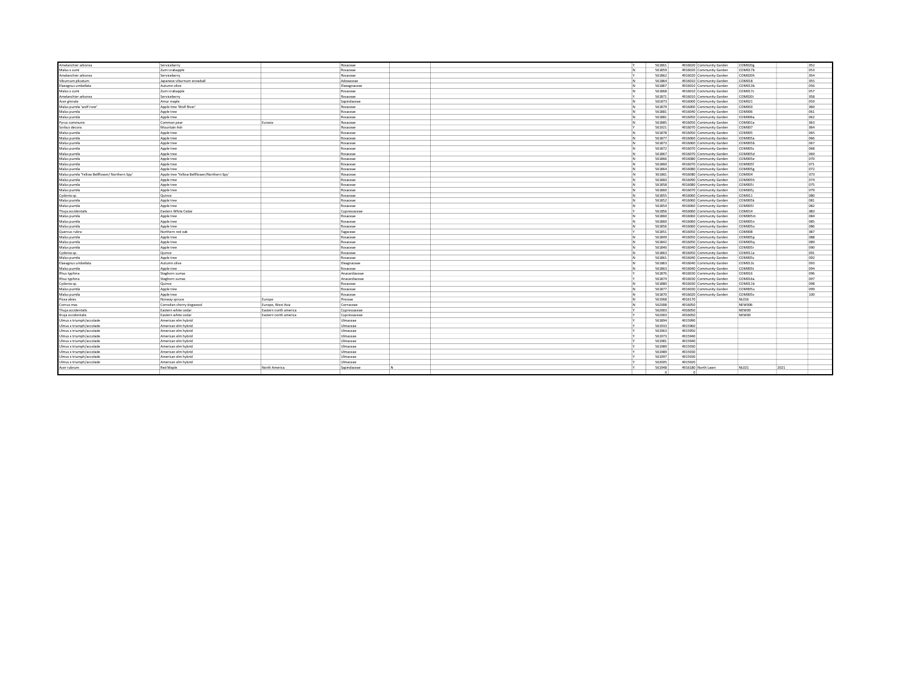| | | | | | | | | | | | | |
|---|---|---|---|---|---|---|---|---|---|---|---|---|
| Amelanchier arborea | Serviceberry | | Rosaceae | | | Y | 561861 | 4916020 | Community Garden | COM020g | | 052 |
| Malus x zumi | Zumi crabapple | | Rosaceae | | | N | 561859 | 4916020 | Community Garden | COM017b | | 053 |
| Amelanchier arborea | Serviceberry | | Rosaceae | | | Y | 561862 | 4916020 | Community Garden | COM020h | | 054 |
| Viburnum plicatum | Japanese viburnum snowball | | Adoxaceae | | | N | 561864 | 4916010 | Community Garden | COM018 | | 055 |
| Elaeagnus umbellata | Autumn olive | | Elaeagnaceae | | | N | 561867 | 4916010 | Community Garden | COM013b | | 056 |
| Malus x zumi | Zumi crabapple | | Rosaceae | | | N | 561868 | 4916010 | Community Garden | COM017c | | 057 |
| Amelanchier arborea | Serviceberry | | Rosaceae | | | Y | 561871 | 4916010 | Community Garden | COM020i | | 058 |
| Acer ginnala | Amur maple | | Sapindaceae | | | N | 561873 | 4916000 | Community Garden | COM021 | | 059 |
| Malus pumila 'wolf river' | Apple tree 'Wolf River' | | Rosaceae | | | N | 561879 | 4916000 | Community Garden | COM003 | | 060 |
| Malus pumila | Apple tree | | Rosaceae | | | N | 561881 | 4916040 | Community Garden | COM006 | | 061 |
| Malus pumila | Apple tree | | Rosaceae | | | N | 561881 | 4916050 | Community Garden | COM006a | | 062 |
| Pyrus communis | Common pear | Eurasia | Rosaceae | | | N | 561885 | 4916050 | Community Garden | COM001a | | 063 |
| Sorbus decora | Mountain Ash | | Rosaceae | | | Y | 561921 | 4916070 | Community Garden | COM007 | | 064 |
| Malus pumila | Apple tree | | Rosaceae | | | N | 561878 | 4916050 | Community Garden | COM005 | | 065 |
| Malus pumila | Apple tree | | Rosaceae | | | N | 561877 | 4916060 | Community Garden | COM005a | | 066 |
| Malus pumila | Apple tree | | Rosaceae | | | N | 561873 | 4916060 | Community Garden | COM005b | | 067 |
| Malus pumila | Apple tree | | Rosaceae | | | N | 561872 | 4916070 | Community Garden | COM005c | | 068 |
| Malus pumila | Apple tree | | Rosaceae | | | N | 561867 | 4916070 | Community Garden | COM005d | | 069 |
| Malus pumila | Apple tree | | Rosaceae | | | N | 561866 | 4916080 | Community Garden | COM005e | | 070 |
| Malus pumila | Apple tree | | Rosaceae | | | N | 561860 | 4916070 | Community Garden | COM005f | | 071 |
| Malus pumila | Apple tree | | Rosaceae | | | N | 561864 | 4916080 | Community Garden | COM005g | | 072 |
| Malus pumila 'Yellow Bellflower/ Northern Spy' | Apple tree 'Yellow Bellflower/Northern Spy' | | Rosaceae | | | N | 561861 | 4916080 | Community Garden | COM004 | | 073 |
| Malus pumila | Apple tree | | Rosaceae | | | N | 561860 | 4916090 | Community Garden | COM005h | | 074 |
| Malus pumila | Apple tree | | Rosaceae | | | N | 561858 | 4916080 | Community Garden | COM005i | | 075 |
| Malus pumila | Apple tree | | Rosaceae | | | N | 561860 | 4916070 | Community Garden | COM005j | | 079 |
| Cydonia sp. | Quince | | Rosaceae | | | N | 561855 | 4916060 | Community Garden | COM011 | | 080 |
| Malus pumila | Apple tree | | Rosaceae | | | N | 561852 | 4916060 | Community Garden | COM005k | | 081 |
| Malus pumila | Apple tree | | Rosaceae | | | N | 561854 | 4916060 | Community Garden | COM005l | | 082 |
| Thuja occidentalis | Eastern White Cedar | | Cupressaceae | | | Y | 561856 | 4916060 | Community Garden | COM014 | | 083 |
| Malus pumila | Apple tree | | Rosaceae | | | N | 561860 | 4916060 | Community Garden | COM005m | | 084 |
| Malus pumila | Apple tree | | Rosaceae | | | N | 561860 | 4916060 | Community Garden | COM005n | | 085 |
| Malus pumila | Apple tree | | Rosaceae | | | N | 561856 | 4916060 | Community Garden | COM005o | | 086 |
| Quercus rubra | Northern red oak | | Fagaceae | | | Y | 561851 | 4916050 | Community Garden | COM008 | | 087 |
| Malus pumila | Apple tree | | Rosaceae | | | N | 561849 | 4916050 | Community Garden | COM005p | | 088 |
| Malus pumila | Apple tree | | Rosaceae | | | N | 561842 | 4916050 | Community Garden | COM005q | | 089 |
| Malus pumila | Apple tree | | Rosaceae | | | N | 561840 | 4916040 | Community Garden | COM005r | | 090 |
| Cydonia sp. | Quince | | Rosaceae | | | N | 561863 | 4916050 | Community Garden | COM011a | | 091 |
| Malus pumila | Apple tree | | Rosaceae | | | N | 561861 | 4916040 | Community Garden | COM005s | | 092 |
| Elaeagnus umbellata | Autumn olive | | Eleagnaceae | | | N | 561863 | 4916040 | Community Garden | COM013c | | 093 |
| Malus pumila | Apple tree | | Rosaceae | | | N | 561863 | 4916040 | Community Garden | COM005t | | 094 |
| Rhus typhina | Staghorn sumac | | Anacardiaceae | | | Y | 561876 | 4916030 | Community Garden | COM016 | | 096 |
| Rhus typhina | Staghorn sumac | | Anacardiaceae | | | Y | 561874 | 4916030 | Community Garden | COM016a | | 097 |
| Cydonia sp. | Quince | | Rosaceae | | | N | 561880 | 4916030 | Community Garden | COM011b | | 098 |
| Malus pumila | Apple tree | | Rosaceae | | | N | 561877 | 4916030 | Community Garden | COM005u | | 099 |
| Malus pumila | Apple tree | | Rosaceae | | | N | 561870 | 4916020 | Community Garden | COM005v | | 100 |
| Picea abies | Norway spruce | Europe | Pinceae | | | N | 561968 | 4916170 | | NL016 | | |
| Cornus mas | Cornelian cherry dogwood | Europe, West Asia | Cornaceae | | | N | 562008 | 4916050 | | NEW006 | | |
| Thuja occidentalis | Eastern white cedar | Eastern north america | Cupressaceae | | | Y | 562003 | 4916050 | | NEW00 | | |
| thuja occidentalis | Eastern white cedar | Eastern north america | Cupressaceae | | | Y | 562003 | 4916050 | | NEW00 | | |
| Ulmus x triumph/accolade | American elm hybrid | | Ulmaceae | | | Y | 561894 | 4915990 | | | | |
| Ulmus x triumph/accolade | American elm hybrid | | Ulmaceae | | | Y | 561933 | 4915960 | | | | |
| Ulmus x triumph/accolade | American elm hybrid | | Ulmaceae | | | Y | 561963 | 4915950 | | | | |
| Ulmus x triumph/accolade | American elm hybrid | | Ulmaceae | | | Y | 561973 | 4915940 | | | | |
| Ulmus x triumph/accolade | American elm hybrid | | Ulmaceae | | | Y | 561981 | 4915940 | | | | |
| Ulmus x triumph/accolade | American elm hybrid | | Ulmaceae | | | Y | 561989 | 4915930 | | | | |
| Ulmus x triumph/accolade | American elm hybrid | | Ulmaceae | | | Y | 561989 | 4915930 | | | | |
| Ulmus x triumph/accolade | American elm hybrid | | Ulmaceae | | | Y | 561997 | 4915930 | | | | |
| Ulmus x triumph/accolade | American elm hybrid | | Ulmaceae | | | Y | 562005 | 4915920 | | | | |
| Acer rubrum | Red Maple | North America | Sapindaceae | N | | Y | 561948 | 4916180 | North Lawn | NL021 | 2021 | |
| | | | | | | | 0 | 0 | | | | |